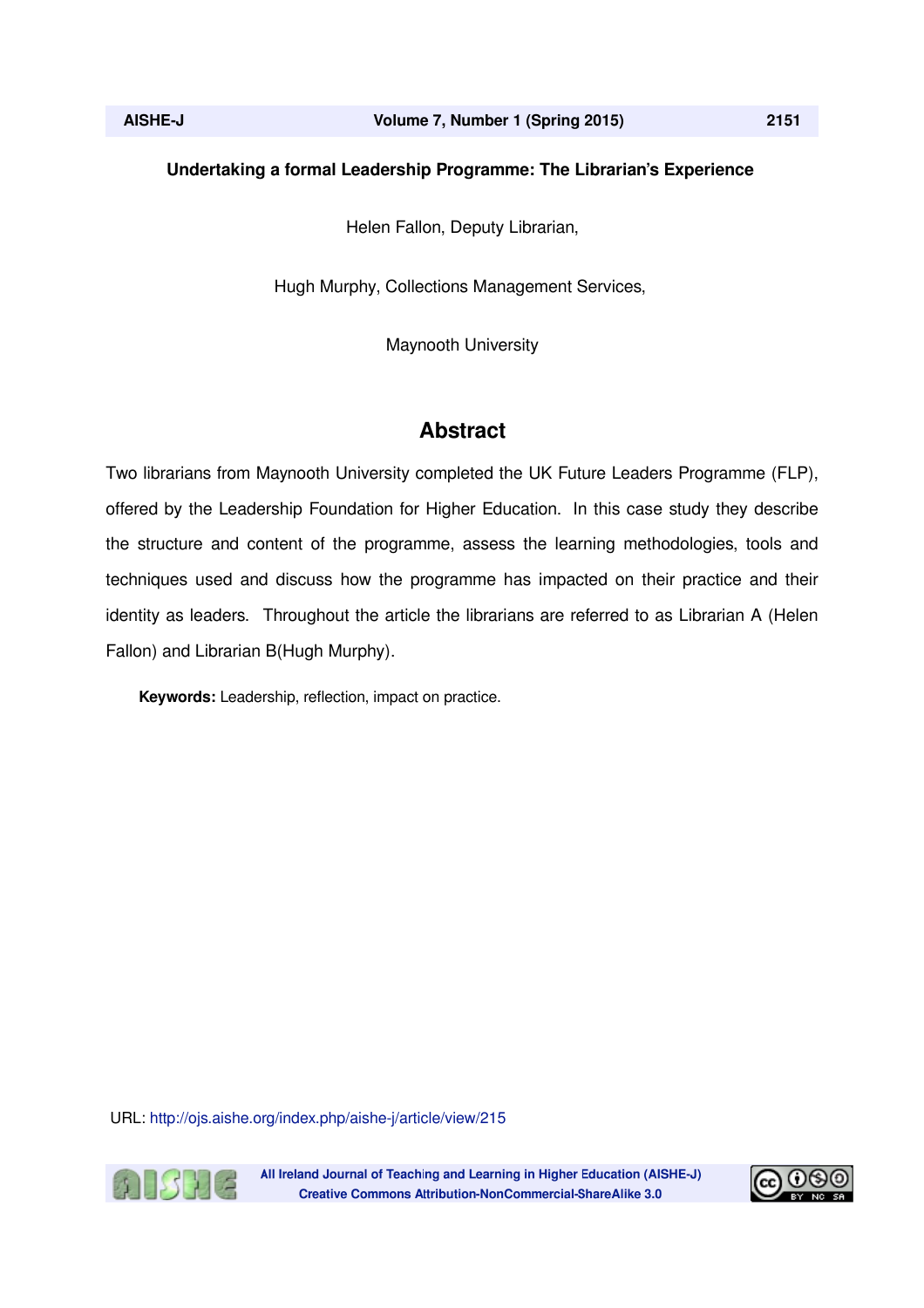# Undertaking a formal Leadership Programme: The Librarian's Experience

Helen Fallon, Deputy Librarian,

Hugh Murphy, Collections Management Services,

Maynooth University

## Abstract

Two librarians from Maynooth University completed the UK Future Leaders Programme (FLP), offered by the Leadership Foundation for Higher Education. In this case study they describe the structure and content of the programme, assess the learning methodologies, tools and techniques used and discuss how the programme has impacted on their practice and their identity as leaders. Throughout the article the librarians are referred to as Librarian A (Helen Fallon) and Librarian B(Hugh Murphy).

**Keywords:** Leadership, reflection, impact on practice.

URL: http://ojs.aishe.org/index.php/aishe-j/article/view/215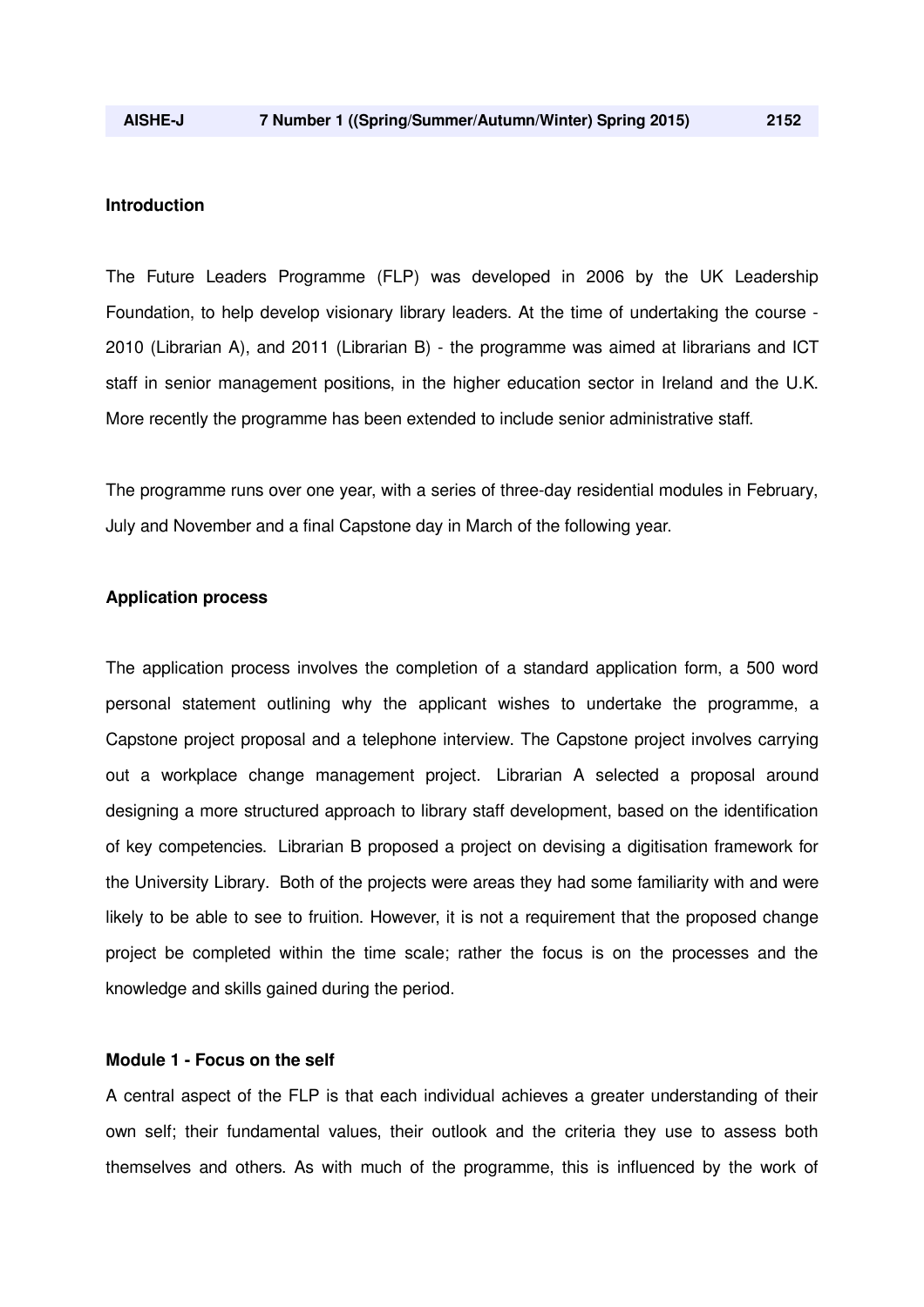## Introduction

The Future Leaders Programme (FLP) was developed in 2006 by the UK Leadership Foundation, to help develop visionary library leaders. At the time of undertaking the course - 2010 (Librarian A), and 2011 (Librarian B) - the programme was aimed at librarians and ICT staff in senior management positions, in the higher education sector in Ireland and the U.K. More recently the programme has been extended to include senior administrative staff.

The programme runs over one year, with a series of three-day residential modules in February, July and November and a final Capstone day in March of the following year.

## Application process

The application process involves the completion of a standard application form, a 500 word personal statement outlining why the applicant wishes to undertake the programme, a Capstone project proposal and a telephone interview. The Capstone project involves carrying out a workplace change management project. Librarian A selected a proposal around designing a more structured approach to library staff development, based on the identification of key competencies. Librarian B proposed a project on devising a digitisation framework for the University Library. Both of the projects were areas they had some familiarity with and were likely to be able to see to fruition. However, it is not a requirement that the proposed change project be completed within the time scale; rather the focus is on the processes and the knowledge and skills gained during the period.

## Module 1 - Focus on the self

A central aspect of the FLP is that each individual achieves a greater understanding of their own self; their fundamental values, their outlook and the criteria they use to assess both themselves and others. As with much of the programme, this is influenced by the work of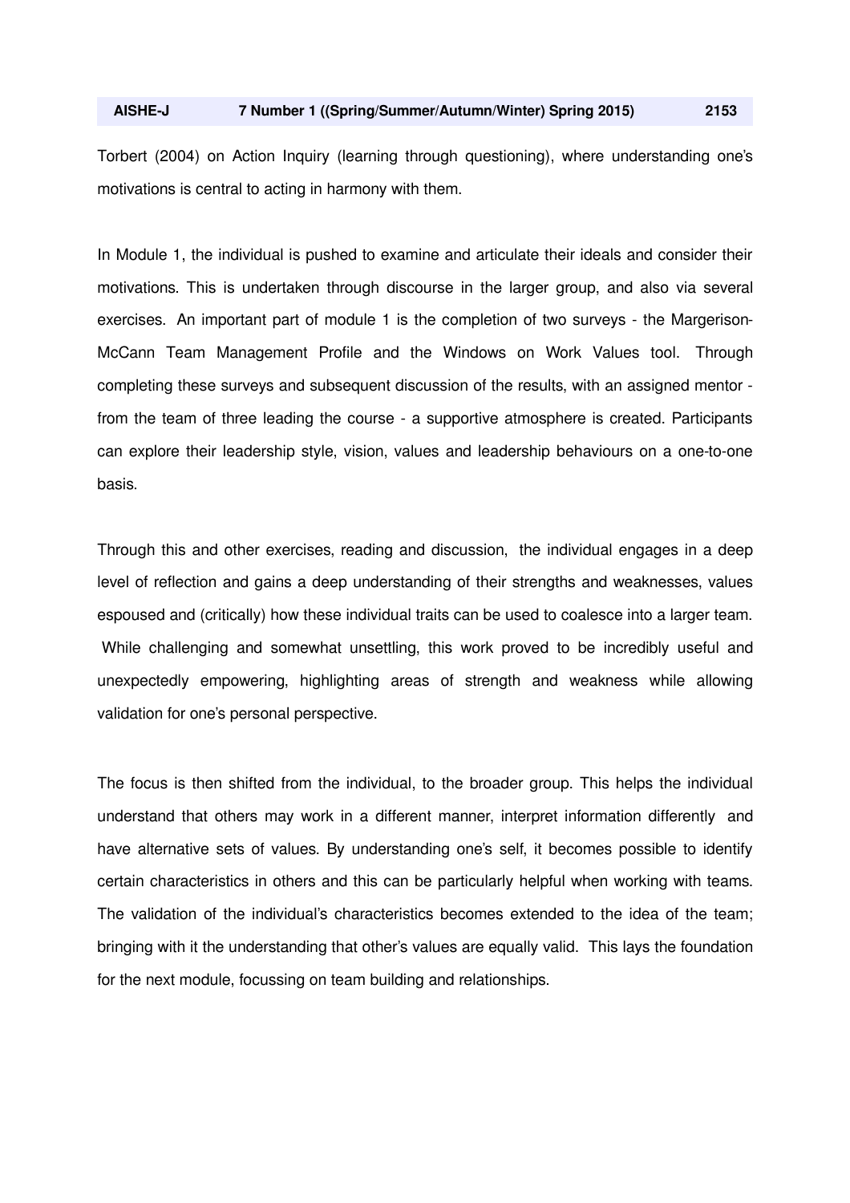Torbert (2004) on Action Inquiry (learning through questioning), where understanding one's motivations is central to acting in harmony with them.

In Module 1, the individual is pushed to examine and articulate their ideals and consider their motivations. This is undertaken through discourse in the larger group, and also via several exercises. An important part of module 1 is the completion of two surveys - the Margerison-McCann Team Management Profile and the Windows on Work Values tool. Through completing these surveys and subsequent discussion of the results, with an assigned mentor - from the team of three leading the course - a supportive atmosphere is created. Participants can explore their leadership style, vision, values and leadership behaviours on a one-to-one basis.

Through this and other exercises, reading and discussion, the individual engages in a deep level of reflection and gains a deep understanding of their strengths and weaknesses, values espoused and (critically) how these individual traits can be used to coalesce into a larger team. While challenging and somewhat unsettling, this work proved to be incredibly useful and unexpectedly empowering, highlighting areas of strength and weakness while allowing validation for one's personal perspective.

The focus is then shifted from the individual, to the broader group. This helps the individual understand that others may work in a different manner, interpret information differently and have alternative sets of values. By understanding one's self, it becomes possible to identify certain characteristics in others and this can be particularly helpful when working with teams. The validation of the individual's characteristics becomes extended to the idea of the team; bringing with it the understanding that other's values are equally valid. This lays the foundation for the next module, focussing on team building and relationships.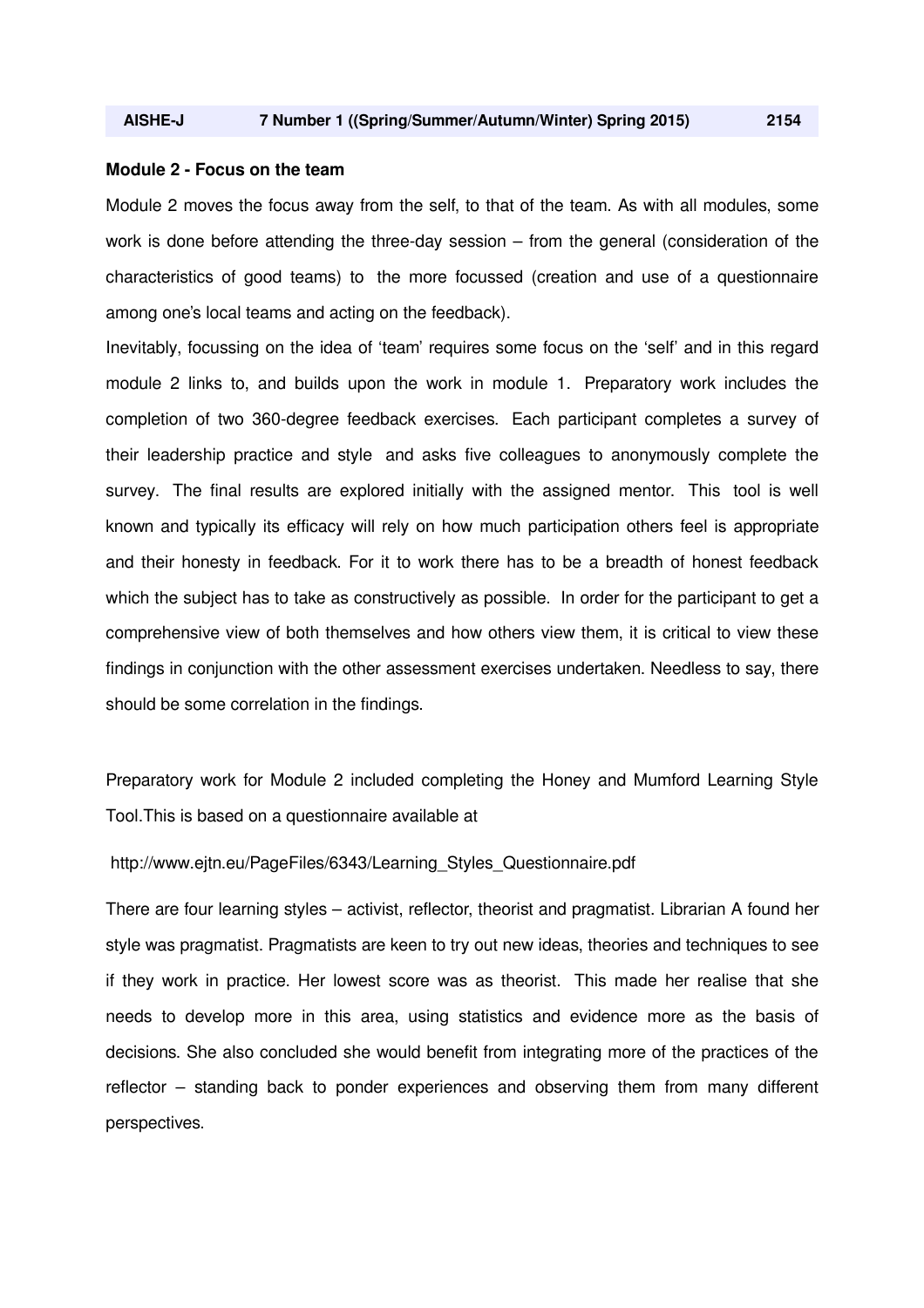**Module 2 - Focus on the team**

Module 2 moves the focus away from the self, to that of the team. As with all modules, some work is done before attending the three-day session – from the general (consideration of the characteristics of good teams) to the more focussed (creation and use of a questionnaire among one's local teams and acting on the feedback).

Inevitably, focussing on the idea of 'team' requires some focus on the 'self' and in this regard module 2 links to, and builds upon the work in module 1. Preparatory work includes the completion of two 360-degree feedback exercises. Each participant completes a survey of their leadership practice and style and asks five colleagues to anonymously complete the survey. The final results are explored initially with the assigned mentor. This tool is well known and typically its efficacy will rely on how much participation others feel is appropriate and their honesty in feedback. For it to work there has to be a breadth of honest feedback which the subject has to take as constructively as possible. In order for the participant to get a comprehensive view of both themselves and how others view them, it is critical to view these findings in conjunction with the other assessment exercises undertaken. Needless to say, there should be some correlation in the findings.

Preparatory work for Module 2 included completing the Honey and Mumford Learning Style Tool.This is based on a questionnaire available at

http://www.ejtn.eu/PageFiles/6343/Learning_Styles_Questionnaire.pdf

There are four learning styles – activist, reflector, theorist and pragmatist. Librarian A found her style was pragmatist. Pragmatists are keen to try out new ideas, theories and techniques to see if they work in practice. Her lowest score was as theorist. This made her realise that she needs to develop more in this area, using statistics and evidence more as the basis of decisions. She also concluded she would benefit from integrating more of the practices of the reflector – standing back to ponder experiences and observing them from many different perspectives.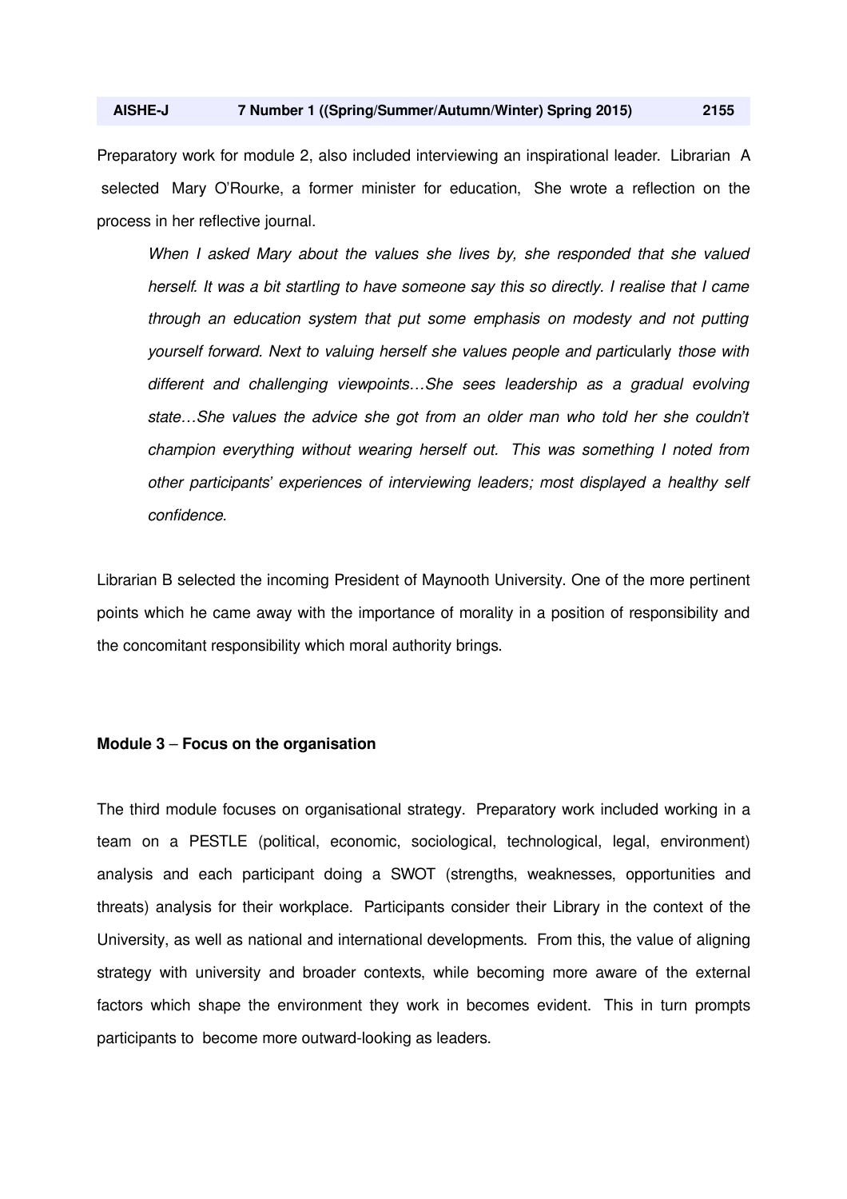Preparatory work for module 2, also included interviewing an inspirational leader. Librarian A selected Mary O'Rourke, a former minister for education, She wrote a reflection on the process in her reflective journal.

> *When I asked Mary about the values she lives by, she responded that she valued herself. It was a bit startling to have someone say this so directly. I realise that I came through an education system that put some emphasis on modesty and not putting yourself forward. Next to valuing herself she values people and parti*cularly *those with different and challenging viewpoints…She sees leadership as a gradual evolving state…She values the advice she got from an older man who told her she couldn't champion everything without wearing herself out. This was something I noted from other participants' experiences of interviewing leaders; most displayed a healthy self confidence.*

Librarian B selected the incoming President of Maynooth University. One of the more pertinent points which he came away with the importance of morality in a position of responsibility and the concomitant responsibility which moral authority brings.

**Module 3 – Focus on the organisation**

The third module focuses on organisational strategy. Preparatory work included working in a team on a PESTLE (political, economic, sociological, technological, legal, environment) analysis and each participant doing a SWOT (strengths, weaknesses, opportunities and threats) analysis for their workplace. Participants consider their Library in the context of the University, as well as national and international developments. From this, the value of aligning strategy with university and broader contexts, while becoming more aware of the external factors which shape the environment they work in becomes evident. This in turn prompts participants to become more outward-looking as leaders.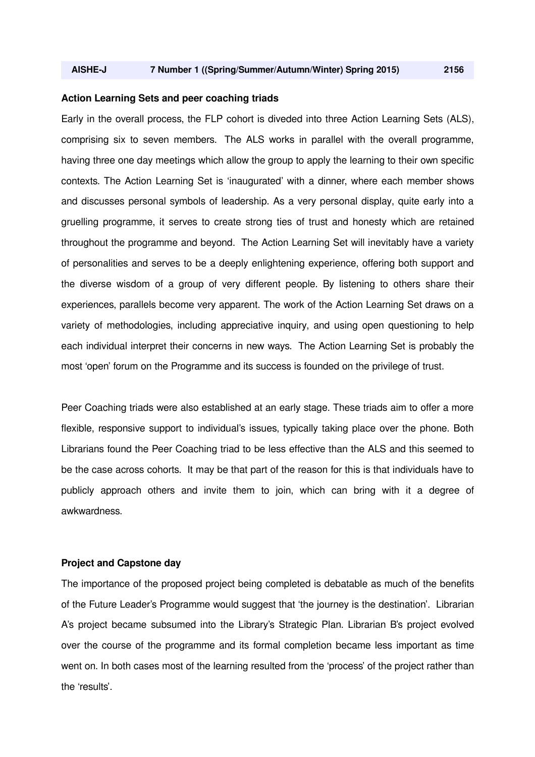**Action Learning Sets and peer coaching triads**

Early in the overall process, the FLP cohort is diveded into three Action Learning Sets (ALS), comprising six to seven members. The ALS works in parallel with the overall programme, having three one day meetings which allow the group to apply the learning to their own specific contexts. The Action Learning Set is 'inaugurated' with a dinner, where each member shows and discusses personal symbols of leadership. As a very personal display, quite early into a gruelling programme, it serves to create strong ties of trust and honesty which are retained throughout the programme and beyond. The Action Learning Set will inevitably have a variety of personalities and serves to be a deeply enlightening experience, offering both support and the diverse wisdom of a group of very different people. By listening to others share their experiences, parallels become very apparent. The work of the Action Learning Set draws on a variety of methodologies, including appreciative inquiry, and using open questioning to help each individual interpret their concerns in new ways. The Action Learning Set is probably the most 'open' forum on the Programme and its success is founded on the privilege of trust.

Peer Coaching triads were also established at an early stage. These triads aim to offer a more flexible, responsive support to individual's issues, typically taking place over the phone. Both Librarians found the Peer Coaching triad to be less effective than the ALS and this seemed to be the case across cohorts. It may be that part of the reason for this is that individuals have to publicly approach others and invite them to join, which can bring with it a degree of awkwardness.

**Project and Capstone day**

The importance of the proposed project being completed is debatable as much of the benefits of the Future Leader's Programme would suggest that 'the journey is the destination'. Librarian A's project became subsumed into the Library's Strategic Plan. Librarian B's project evolved over the course of the programme and its formal completion became less important as time went on. In both cases most of the learning resulted from the 'process' of the project rather than the 'results'.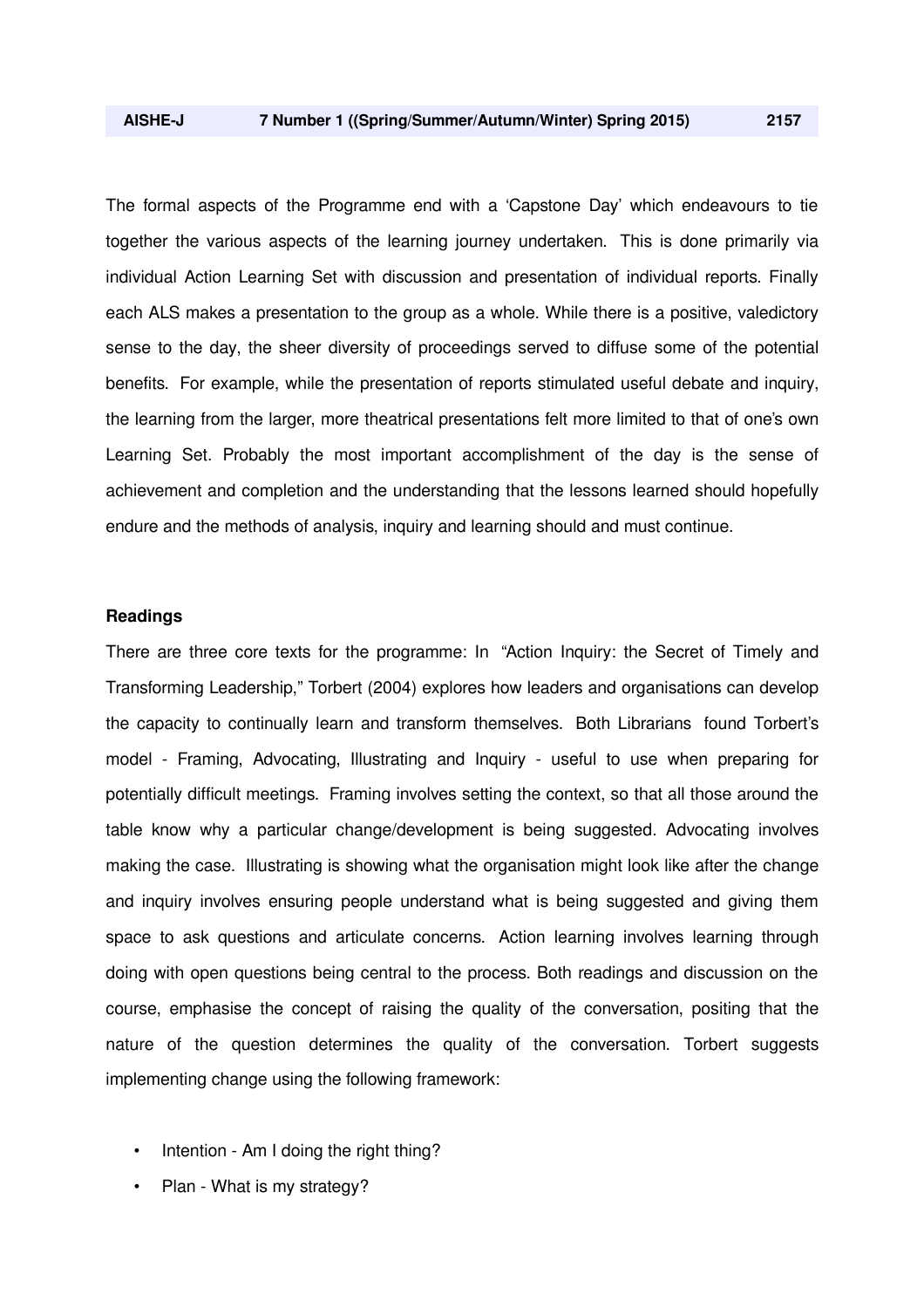The formal aspects of the Programme end with a ‘Capstone Day’ which endeavours to tie together the various aspects of the learning journey undertaken. This is done primarily via individual Action Learning Set with discussion and presentation of individual reports. Finally each ALS makes a presentation to the group as a whole. While there is a positive, valedictory sense to the day, the sheer diversity of proceedings served to diffuse some of the potential benefits. For example, while the presentation of reports stimulated useful debate and inquiry, the learning from the larger, more theatrical presentations felt more limited to that of one’s own Learning Set. Probably the most important accomplishment of the day is the sense of achievement and completion and the understanding that the lessons learned should hopefully endure and the methods of analysis, inquiry and learning should and must continue.

**Readings**

There are three core texts for the programme: In “Action Inquiry: the Secret of Timely and Transforming Leadership,” Torbert (2004) explores how leaders and organisations can develop the capacity to continually learn and transform themselves. Both Librarians found Torbert’s model - Framing, Advocating, Illustrating and Inquiry - useful to use when preparing for potentially difficult meetings. Framing involves setting the context, so that all those around the table know why a particular change/development is being suggested. Advocating involves making the case. Illustrating is showing what the organisation might look like after the change and inquiry involves ensuring people understand what is being suggested and giving them space to ask questions and articulate concerns. Action learning involves learning through doing with open questions being central to the process. Both readings and discussion on the course, emphasise the concept of raising the quality of the conversation, positing that the nature of the question determines the quality of the conversation. Torbert suggests implementing change using the following framework:

- Intention - Am I doing the right thing?
- Plan - What is my strategy?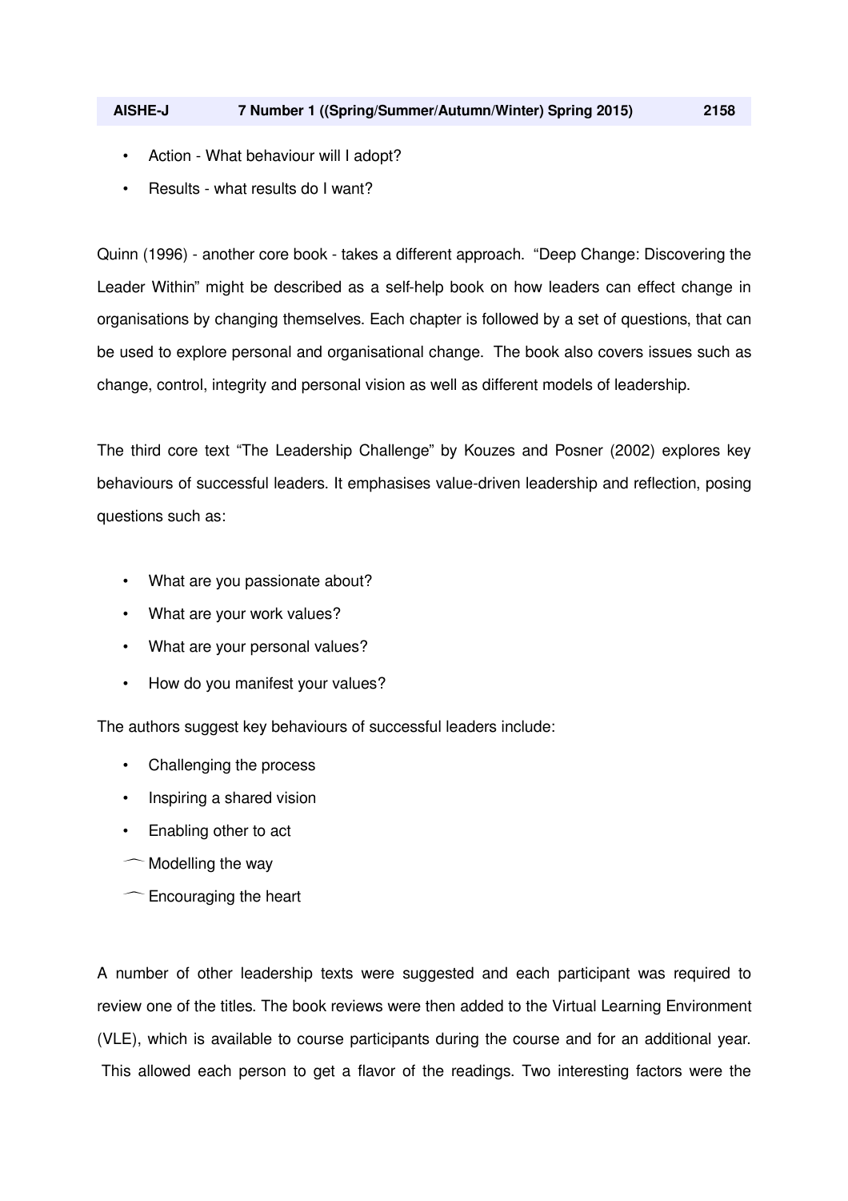- Action - What behaviour will I adopt?
- Results - what results do I want?

Quinn (1996) - another core book - takes a different approach. "Deep Change: Discovering the Leader Within" might be described as a self-help book on how leaders can effect change in organisations by changing themselves. Each chapter is followed by a set of questions, that can be used to explore personal and organisational change. The book also covers issues such as change, control, integrity and personal vision as well as different models of leadership.

The third core text "The Leadership Challenge" by Kouzes and Posner (2002) explores key behaviours of successful leaders. It emphasises value-driven leadership and reflection, posing questions such as:

- What are you passionate about?
- What are your work values?
- What are your personal values?
- How do you manifest your values?

The authors suggest key behaviours of successful leaders include:

- Challenging the process
- Inspiring a shared vision
- Enabling other to act
- Modelling the way
- Encouraging the heart

A number of other leadership texts were suggested and each participant was required to review one of the titles. The book reviews were then added to the Virtual Learning Environment (VLE), which is available to course participants during the course and for an additional year. This allowed each person to get a flavor of the readings. Two interesting factors were the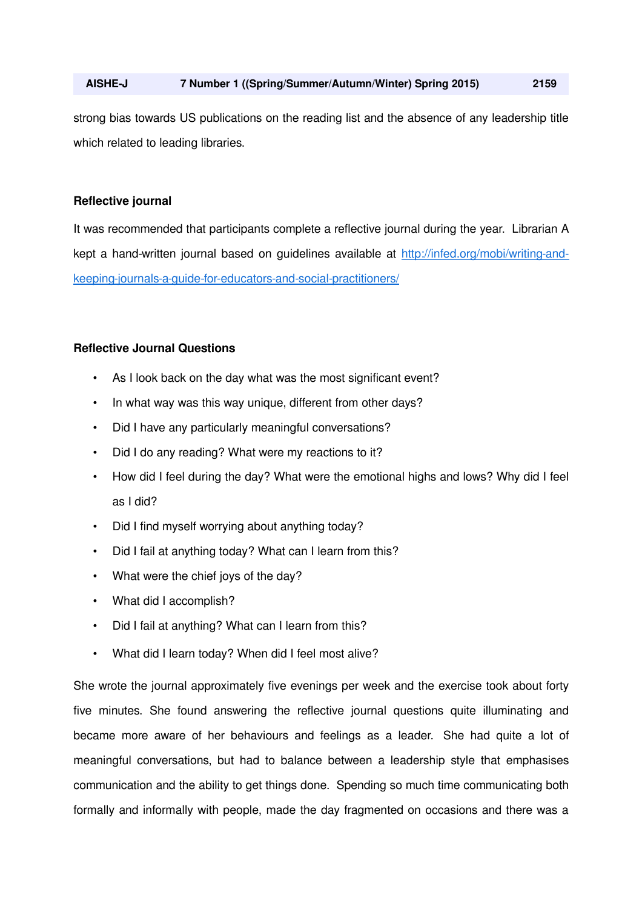strong bias towards US publications on the reading list and the absence of any leadership title which related to leading libraries.

**Reflective journal**

It was recommended that participants complete a reflective journal during the year. Librarian A kept a hand-written journal based on guidelines available at [http://infed.org/mobi/writing-and-keeping-journals-a-guide-for-educators-and-social-practitioners/](http://infed.org/mobi/writing-and-keeping-journals-a-guide-for-educators-and-social-practitioners/)

**Reflective Journal Questions**

- As I look back on the day what was the most significant event?
- In what way was this way unique, different from other days?
- Did I have any particularly meaningful conversations?
- Did I do any reading? What were my reactions to it?
- How did I feel during the day? What were the emotional highs and lows? Why did I feel as I did?
- Did I find myself worrying about anything today?
- Did I fail at anything today? What can I learn from this?
- What were the chief joys of the day?
- What did I accomplish?
- Did I fail at anything? What can I learn from this?
- What did I learn today? When did I feel most alive?

She wrote the journal approximately five evenings per week and the exercise took about forty five minutes. She found answering the reflective journal questions quite illuminating and became more aware of her behaviours and feelings as a leader. She had quite a lot of meaningful conversations, but had to balance between a leadership style that emphasises communication and the ability to get things done. Spending so much time communicating both formally and informally with people, made the day fragmented on occasions and there was a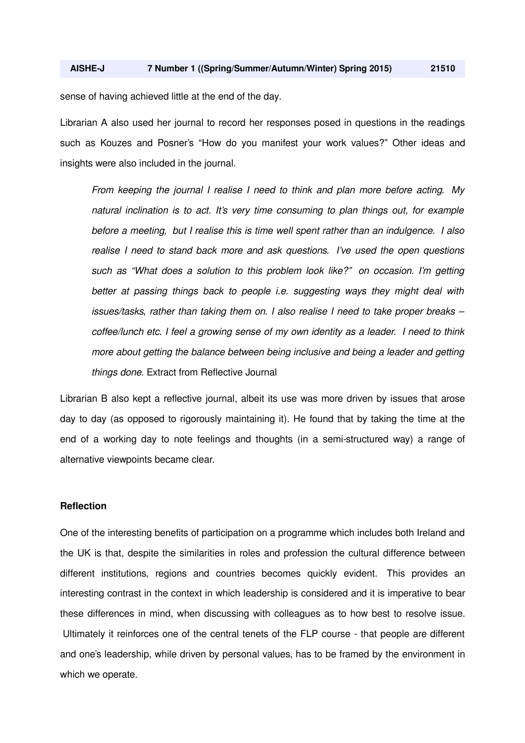sense of having achieved little at the end of the day.

Librarian A also used her journal to record her responses posed in questions in the readings such as Kouzes and Posner's "How do you manifest your work values?" Other ideas and insights were also included in the journal.

> *From keeping the journal I realise I need to think and plan more before acting. My natural inclination is to act. It's very time consuming to plan things out, for example before a meeting, but I realise this is time well spent rather than an indulgence. I also realise I need to stand back more and ask questions. I've used the open questions such as "What does a solution to this problem look like?" on occasion. I'm getting better at passing things back to people i.e. suggesting ways they might deal with issues/tasks, rather than taking them on. I also realise I need to take proper breaks – coffee/lunch etc. I feel a growing sense of my own identity as a leader. I need to think more about getting the balance between being inclusive and being a leader and getting things done.* Extract from Reflective Journal

Librarian B also kept a reflective journal, albeit its use was more driven by issues that arose day to day (as opposed to rigorously maintaining it). He found that by taking the time at the end of a working day to note feelings and thoughts (in a semi-structured way) a range of alternative viewpoints became clear.

### Reflection

One of the interesting benefits of participation on a programme which includes both Ireland and the UK is that, despite the similarities in roles and profession the cultural difference between different institutions, regions and countries becomes quickly evident. This provides an interesting contrast in the context in which leadership is considered and it is imperative to bear these differences in mind, when discussing with colleagues as to how best to resolve issue. Ultimately it reinforces one of the central tenets of the FLP course - that people are different and one's leadership, while driven by personal values, has to be framed by the environment in which we operate.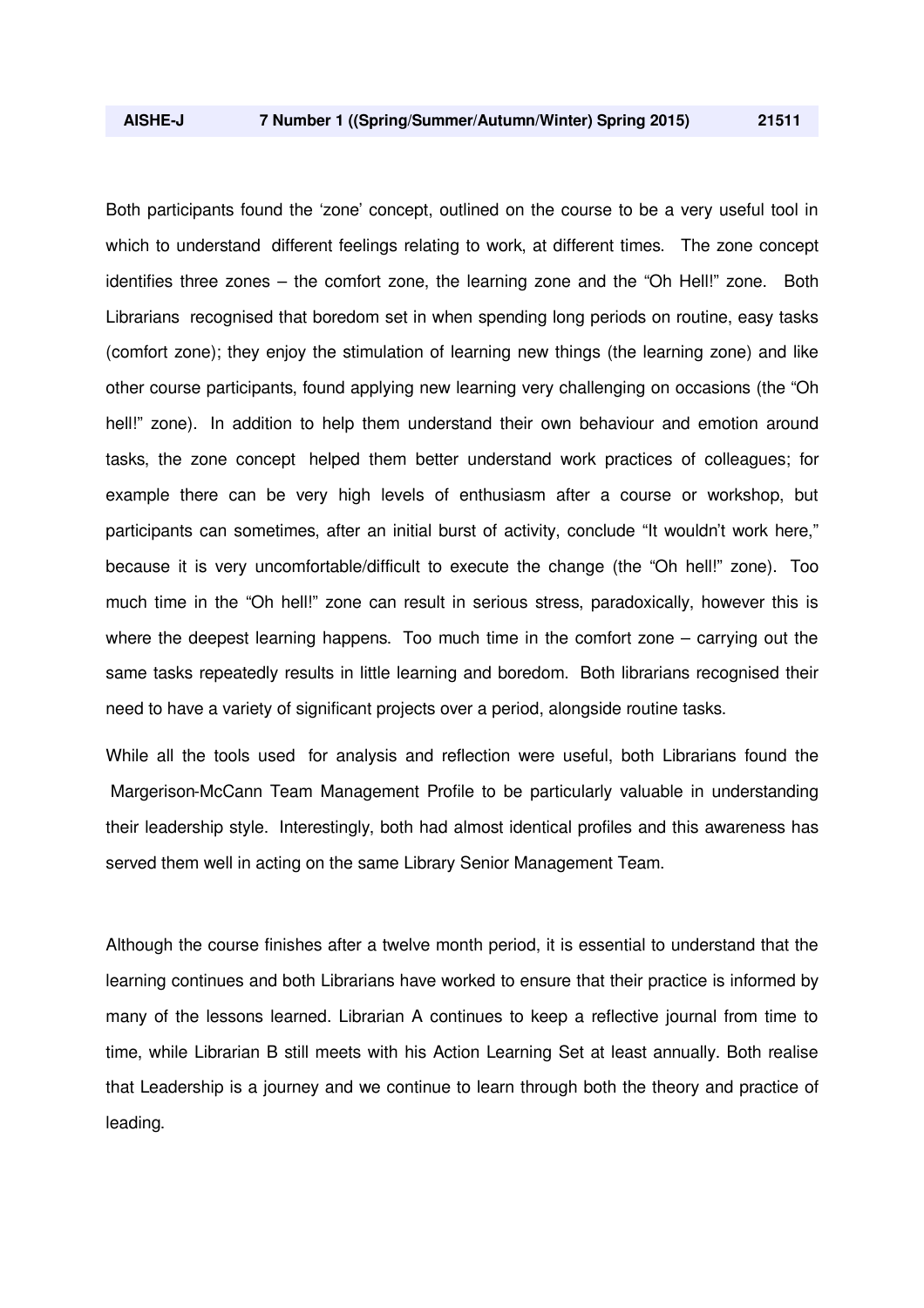Both participants found the 'zone' concept, outlined on the course to be a very useful tool in which to understand different feelings relating to work, at different times. The zone concept identifies three zones – the comfort zone, the learning zone and the "Oh Hell!" zone. Both Librarians recognised that boredom set in when spending long periods on routine, easy tasks (comfort zone); they enjoy the stimulation of learning new things (the learning zone) and like other course participants, found applying new learning very challenging on occasions (the "Oh hell!" zone). In addition to help them understand their own behaviour and emotion around tasks, the zone concept helped them better understand work practices of colleagues; for example there can be very high levels of enthusiasm after a course or workshop, but participants can sometimes, after an initial burst of activity, conclude "It wouldn't work here," because it is very uncomfortable/difficult to execute the change (the "Oh hell!" zone). Too much time in the "Oh hell!" zone can result in serious stress, paradoxically, however this is where the deepest learning happens. Too much time in the comfort zone – carrying out the same tasks repeatedly results in little learning and boredom. Both librarians recognised their need to have a variety of significant projects over a period, alongside routine tasks.

While all the tools used for analysis and reflection were useful, both Librarians found the Margerison-McCann Team Management Profile to be particularly valuable in understanding their leadership style. Interestingly, both had almost identical profiles and this awareness has served them well in acting on the same Library Senior Management Team.

Although the course finishes after a twelve month period, it is essential to understand that the learning continues and both Librarians have worked to ensure that their practice is informed by many of the lessons learned. Librarian A continues to keep a reflective journal from time to time, while Librarian B still meets with his Action Learning Set at least annually. Both realise that Leadership is a journey and we continue to learn through both the theory and practice of leading.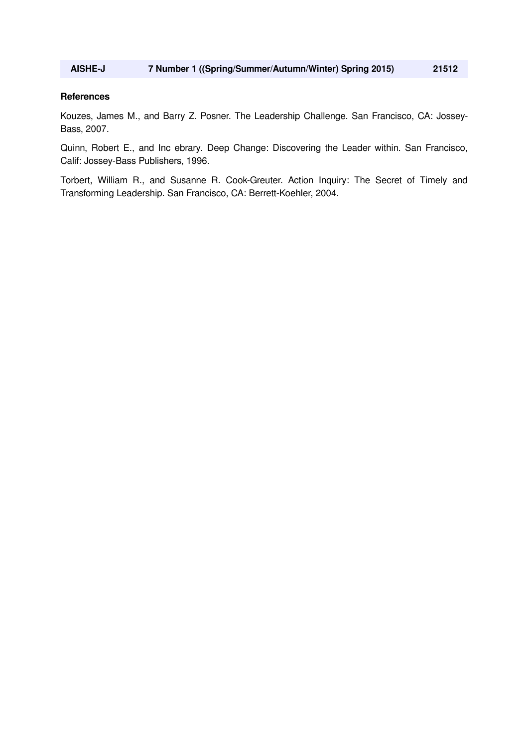**References**

Kouzes, James M., and Barry Z. Posner. The Leadership Challenge. San Francisco, CA: Jossey-Bass, 2007.

Quinn, Robert E., and Inc ebrary. Deep Change: Discovering the Leader within. San Francisco, Calif: Jossey-Bass Publishers, 1996.

Torbert, William R., and Susanne R. Cook-Greuter. Action Inquiry: The Secret of Timely and Transforming Leadership. San Francisco, CA: Berrett-Koehler, 2004.